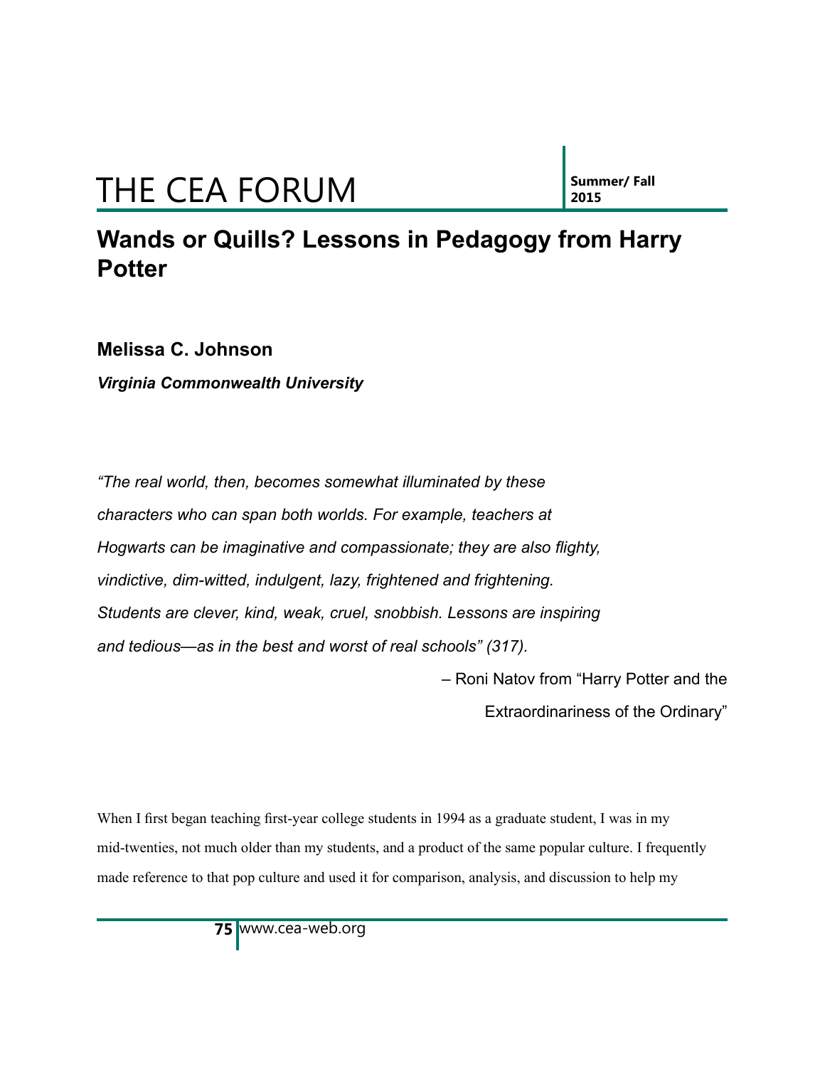# Wands or Quills? Lessons in Pedagogy from Harry Potter

**Melissa C. Johnson**

***Virginia Commonwealth University***

*"The real world, then, becomes somewhat illuminated by these characters who can span both worlds. For example, teachers at Hogwarts can be imaginative and compassionate; they are also flighty, vindictive, dim-witted, indulgent, lazy, frightened and frightening. Students are clever, kind, weak, cruel, snobbish. Lessons are inspiring and tedious—as in the best and worst of real schools" (317).*

– Roni Natov from "Harry Potter and the Extraordinariness of the Ordinary"

When I first began teaching first-year college students in 1994 as a graduate student, I was in my mid-twenties, not much older than my students, and a product of the same popular culture. I frequently made reference to that pop culture and used it for comparison, analysis, and discussion to help my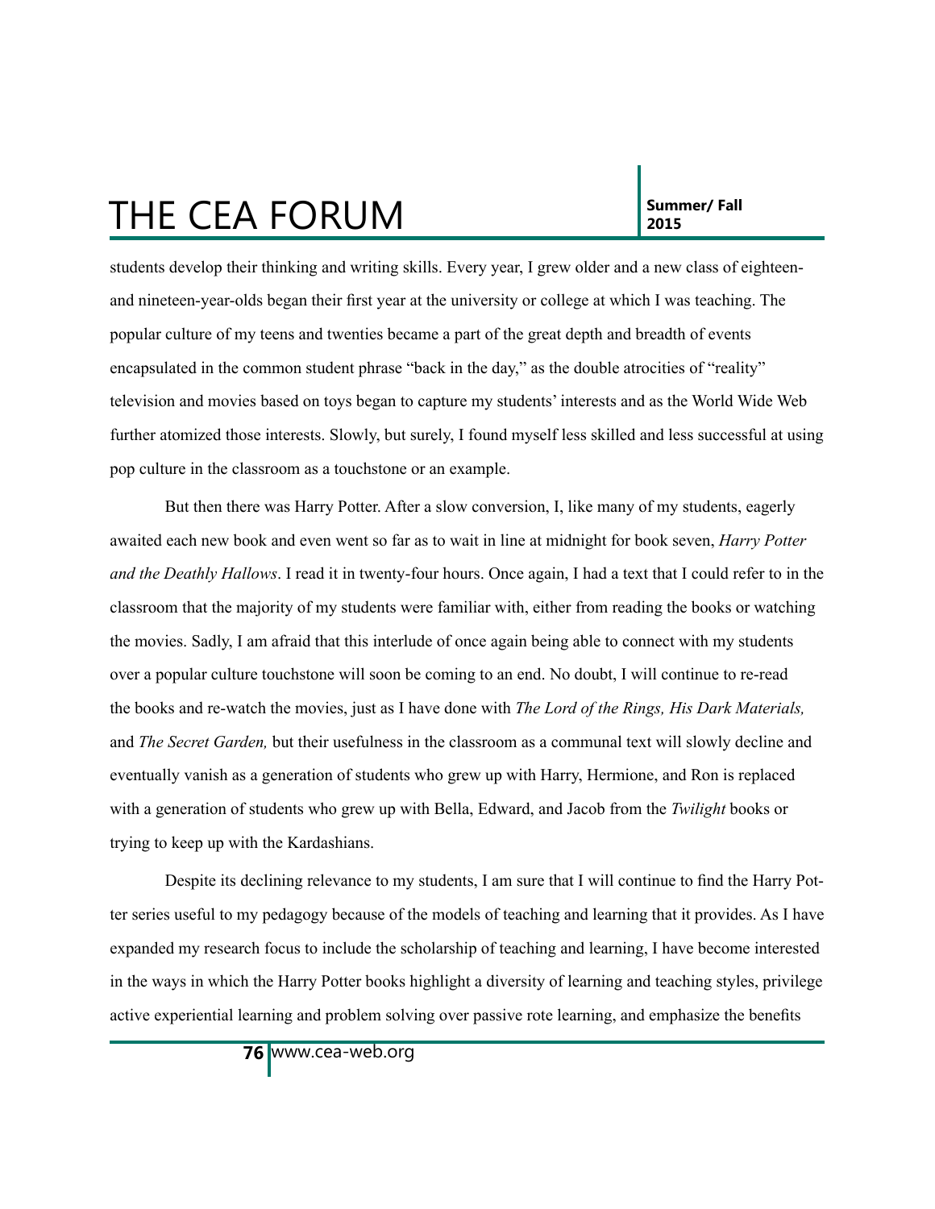students develop their thinking and writing skills. Every year, I grew older and a new class of eighteen- and nineteen-year-olds began their first year at the university or college at which I was teaching. The popular culture of my teens and twenties became a part of the great depth and breadth of events encapsulated in the common student phrase "back in the day," as the double atrocities of "reality" television and movies based on toys began to capture my students' interests and as the World Wide Web further atomized those interests. Slowly, but surely, I found myself less skilled and less successful at using pop culture in the classroom as a touchstone or an example.

But then there was Harry Potter. After a slow conversion, I, like many of my students, eagerly awaited each new book and even went so far as to wait in line at midnight for book seven, *Harry Potter and the Deathly Hallows*. I read it in twenty-four hours. Once again, I had a text that I could refer to in the classroom that the majority of my students were familiar with, either from reading the books or watching the movies. Sadly, I am afraid that this interlude of once again being able to connect with my students over a popular culture touchstone will soon be coming to an end. No doubt, I will continue to re-read the books and re-watch the movies, just as I have done with *The Lord of the Rings, His Dark Materials,* and *The Secret Garden,* but their usefulness in the classroom as a communal text will slowly decline and eventually vanish as a generation of students who grew up with Harry, Hermione, and Ron is replaced with a generation of students who grew up with Bella, Edward, and Jacob from the *Twilight* books or trying to keep up with the Kardashians.

Despite its declining relevance to my students, I am sure that I will continue to find the Harry Potter series useful to my pedagogy because of the models of teaching and learning that it provides. As I have expanded my research focus to include the scholarship of teaching and learning, I have become interested in the ways in which the Harry Potter books highlight a diversity of learning and teaching styles, privilege active experiential learning and problem solving over passive rote learning, and emphasize the benefits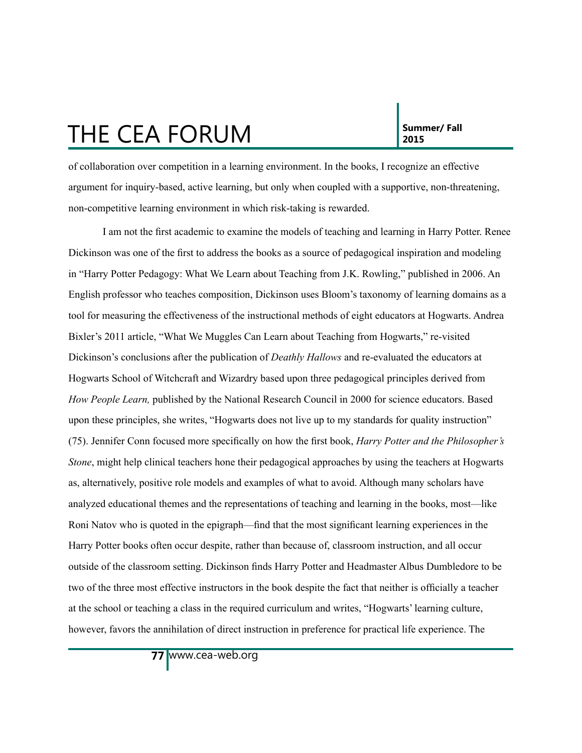of collaboration over competition in a learning environment. In the books, I recognize an effective argument for inquiry-based, active learning, but only when coupled with a supportive, non-threatening, non-competitive learning environment in which risk-taking is rewarded.

I am not the first academic to examine the models of teaching and learning in Harry Potter. Renee Dickinson was one of the first to address the books as a source of pedagogical inspiration and modeling in "Harry Potter Pedagogy: What We Learn about Teaching from J.K. Rowling," published in 2006. An English professor who teaches composition, Dickinson uses Bloom's taxonomy of learning domains as a tool for measuring the effectiveness of the instructional methods of eight educators at Hogwarts. Andrea Bixler's 2011 article, "What We Muggles Can Learn about Teaching from Hogwarts," re-visited Dickinson's conclusions after the publication of *Deathly Hallows* and re-evaluated the educators at Hogwarts School of Witchcraft and Wizardry based upon three pedagogical principles derived from *How People Learn,* published by the National Research Council in 2000 for science educators. Based upon these principles, she writes, "Hogwarts does not live up to my standards for quality instruction" (75). Jennifer Conn focused more specifically on how the first book, *Harry Potter and the Philosopher's Stone*, might help clinical teachers hone their pedagogical approaches by using the teachers at Hogwarts as, alternatively, positive role models and examples of what to avoid. Although many scholars have analyzed educational themes and the representations of teaching and learning in the books, most—like Roni Natov who is quoted in the epigraph—find that the most significant learning experiences in the Harry Potter books often occur despite, rather than because of, classroom instruction, and all occur outside of the classroom setting. Dickinson finds Harry Potter and Headmaster Albus Dumbledore to be two of the three most effective instructors in the book despite the fact that neither is officially a teacher at the school or teaching a class in the required curriculum and writes, "Hogwarts' learning culture, however, favors the annihilation of direct instruction in preference for practical life experience. The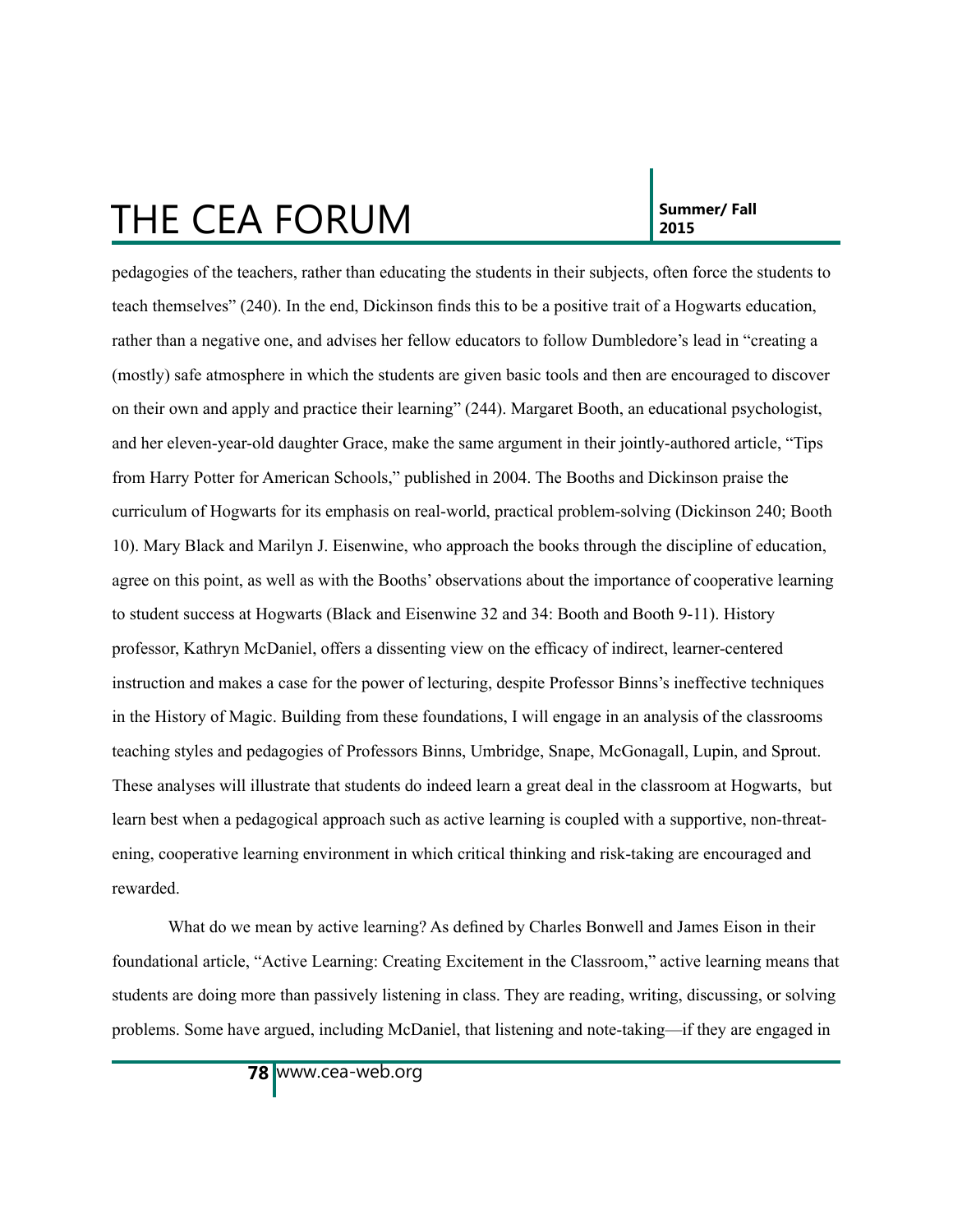pedagogies of the teachers, rather than educating the students in their subjects, often force the students to teach themselves" (240). In the end, Dickinson finds this to be a positive trait of a Hogwarts education, rather than a negative one, and advises her fellow educators to follow Dumbledore's lead in "creating a (mostly) safe atmosphere in which the students are given basic tools and then are encouraged to discover on their own and apply and practice their learning" (244). Margaret Booth, an educational psychologist, and her eleven-year-old daughter Grace, make the same argument in their jointly-authored article, "Tips from Harry Potter for American Schools," published in 2004. The Booths and Dickinson praise the curriculum of Hogwarts for its emphasis on real-world, practical problem-solving (Dickinson 240; Booth 10). Mary Black and Marilyn J. Eisenwine, who approach the books through the discipline of education, agree on this point, as well as with the Booths' observations about the importance of cooperative learning to student success at Hogwarts (Black and Eisenwine 32 and 34: Booth and Booth 9-11). History professor, Kathryn McDaniel, offers a dissenting view on the efficacy of indirect, learner-centered instruction and makes a case for the power of lecturing, despite Professor Binns's ineffective techniques in the History of Magic. Building from these foundations, I will engage in an analysis of the classrooms teaching styles and pedagogies of Professors Binns, Umbridge, Snape, McGonagall, Lupin, and Sprout. These analyses will illustrate that students do indeed learn a great deal in the classroom at Hogwarts, but learn best when a pedagogical approach such as active learning is coupled with a supportive, non-threatening, cooperative learning environment in which critical thinking and risk-taking are encouraged and rewarded.

What do we mean by active learning? As defined by Charles Bonwell and James Eison in their foundational article, "Active Learning: Creating Excitement in the Classroom," active learning means that students are doing more than passively listening in class. They are reading, writing, discussing, or solving problems. Some have argued, including McDaniel, that listening and note-taking—if they are engaged in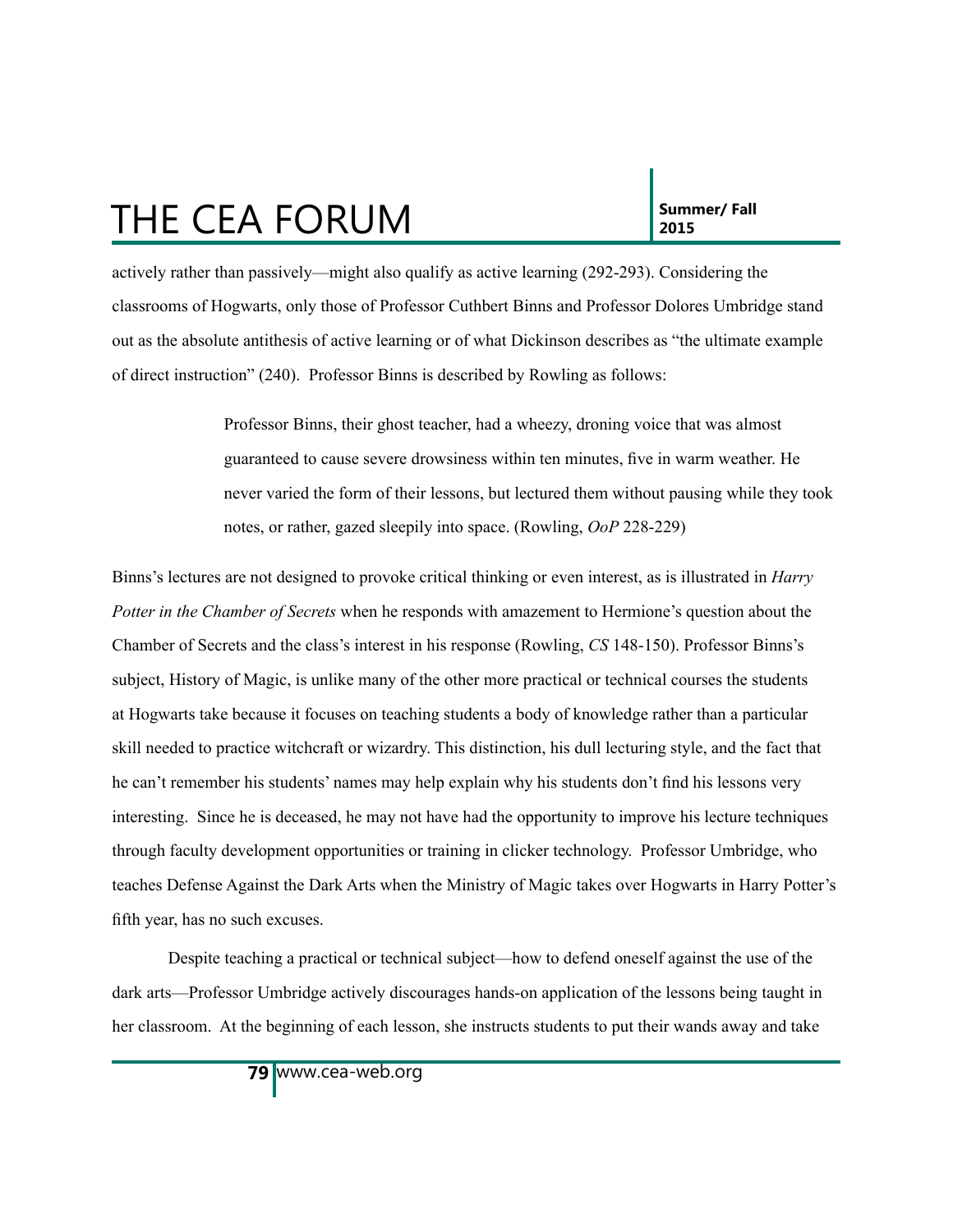actively rather than passively—might also qualify as active learning (292-293). Considering the classrooms of Hogwarts, only those of Professor Cuthbert Binns and Professor Dolores Umbridge stand out as the absolute antithesis of active learning or of what Dickinson describes as "the ultimate example of direct instruction" (240). Professor Binns is described by Rowling as follows:

> Professor Binns, their ghost teacher, had a wheezy, droning voice that was almost guaranteed to cause severe drowsiness within ten minutes, five in warm weather. He never varied the form of their lessons, but lectured them without pausing while they took notes, or rather, gazed sleepily into space. (Rowling, *OoP* 228-229)

Binns's lectures are not designed to provoke critical thinking or even interest, as is illustrated in *Harry Potter in the Chamber of Secrets* when he responds with amazement to Hermione's question about the Chamber of Secrets and the class's interest in his response (Rowling, *CS* 148-150). Professor Binns's subject, History of Magic, is unlike many of the other more practical or technical courses the students at Hogwarts take because it focuses on teaching students a body of knowledge rather than a particular skill needed to practice witchcraft or wizardry. This distinction, his dull lecturing style, and the fact that he can't remember his students' names may help explain why his students don't find his lessons very interesting. Since he is deceased, he may not have had the opportunity to improve his lecture techniques through faculty development opportunities or training in clicker technology. Professor Umbridge, who teaches Defense Against the Dark Arts when the Ministry of Magic takes over Hogwarts in Harry Potter's fifth year, has no such excuses.

Despite teaching a practical or technical subject—how to defend oneself against the use of the dark arts—Professor Umbridge actively discourages hands-on application of the lessons being taught in her classroom. At the beginning of each lesson, she instructs students to put their wands away and take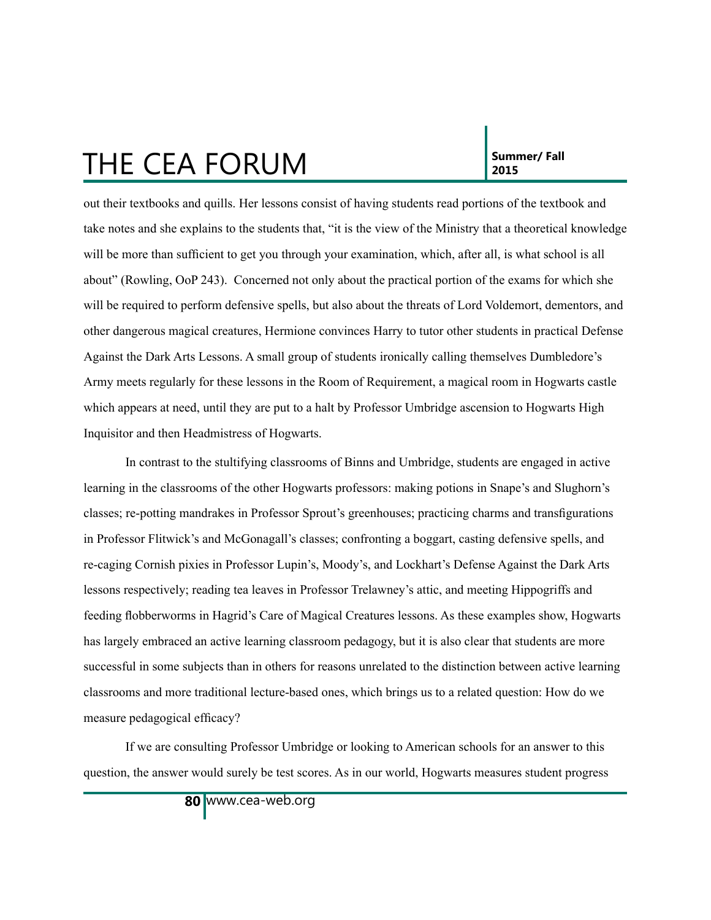out their textbooks and quills. Her lessons consist of having students read portions of the textbook and take notes and she explains to the students that, "it is the view of the Ministry that a theoretical knowledge will be more than sufficient to get you through your examination, which, after all, is what school is all about" (Rowling, OoP 243). Concerned not only about the practical portion of the exams for which she will be required to perform defensive spells, but also about the threats of Lord Voldemort, dementors, and other dangerous magical creatures, Hermione convinces Harry to tutor other students in practical Defense Against the Dark Arts Lessons. A small group of students ironically calling themselves Dumbledore's Army meets regularly for these lessons in the Room of Requirement, a magical room in Hogwarts castle which appears at need, until they are put to a halt by Professor Umbridge ascension to Hogwarts High Inquisitor and then Headmistress of Hogwarts.

In contrast to the stultifying classrooms of Binns and Umbridge, students are engaged in active learning in the classrooms of the other Hogwarts professors: making potions in Snape's and Slughorn's classes; re-potting mandrakes in Professor Sprout's greenhouses; practicing charms and transfigurations in Professor Flitwick's and McGonagall's classes; confronting a boggart, casting defensive spells, and re-caging Cornish pixies in Professor Lupin's, Moody's, and Lockhart's Defense Against the Dark Arts lessons respectively; reading tea leaves in Professor Trelawney's attic, and meeting Hippogriffs and feeding flobberworms in Hagrid's Care of Magical Creatures lessons. As these examples show, Hogwarts has largely embraced an active learning classroom pedagogy, but it is also clear that students are more successful in some subjects than in others for reasons unrelated to the distinction between active learning classrooms and more traditional lecture-based ones, which brings us to a related question: How do we measure pedagogical efficacy?

If we are consulting Professor Umbridge or looking to American schools for an answer to this question, the answer would surely be test scores. As in our world, Hogwarts measures student progress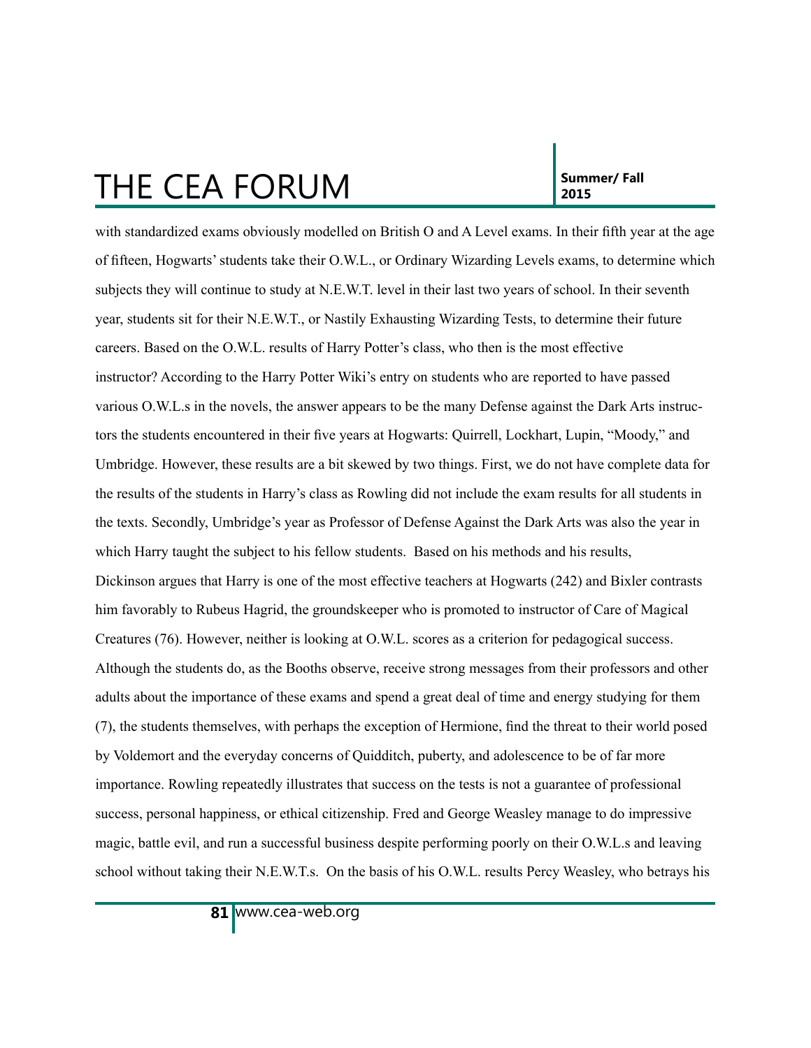with standardized exams obviously modelled on British O and A Level exams. In their fifth year at the age of fifteen, Hogwarts' students take their O.W.L., or Ordinary Wizarding Levels exams, to determine which subjects they will continue to study at N.E.W.T. level in their last two years of school. In their seventh year, students sit for their N.E.W.T., or Nastily Exhausting Wizarding Tests, to determine their future careers. Based on the O.W.L. results of Harry Potter's class, who then is the most effective instructor? According to the Harry Potter Wiki's entry on students who are reported to have passed various O.W.L.s in the novels, the answer appears to be the many Defense against the Dark Arts instructors the students encountered in their five years at Hogwarts: Quirrell, Lockhart, Lupin, "Moody," and Umbridge. However, these results are a bit skewed by two things. First, we do not have complete data for the results of the students in Harry's class as Rowling did not include the exam results for all students in the texts. Secondly, Umbridge's year as Professor of Defense Against the Dark Arts was also the year in which Harry taught the subject to his fellow students. Based on his methods and his results, Dickinson argues that Harry is one of the most effective teachers at Hogwarts (242) and Bixler contrasts him favorably to Rubeus Hagrid, the groundskeeper who is promoted to instructor of Care of Magical Creatures (76). However, neither is looking at O.W.L. scores as a criterion for pedagogical success. Although the students do, as the Booths observe, receive strong messages from their professors and other adults about the importance of these exams and spend a great deal of time and energy studying for them (7), the students themselves, with perhaps the exception of Hermione, find the threat to their world posed by Voldemort and the everyday concerns of Quidditch, puberty, and adolescence to be of far more importance. Rowling repeatedly illustrates that success on the tests is not a guarantee of professional success, personal happiness, or ethical citizenship. Fred and George Weasley manage to do impressive magic, battle evil, and run a successful business despite performing poorly on their O.W.L.s and leaving school without taking their N.E.W.T.s. On the basis of his O.W.L. results Percy Weasley, who betrays his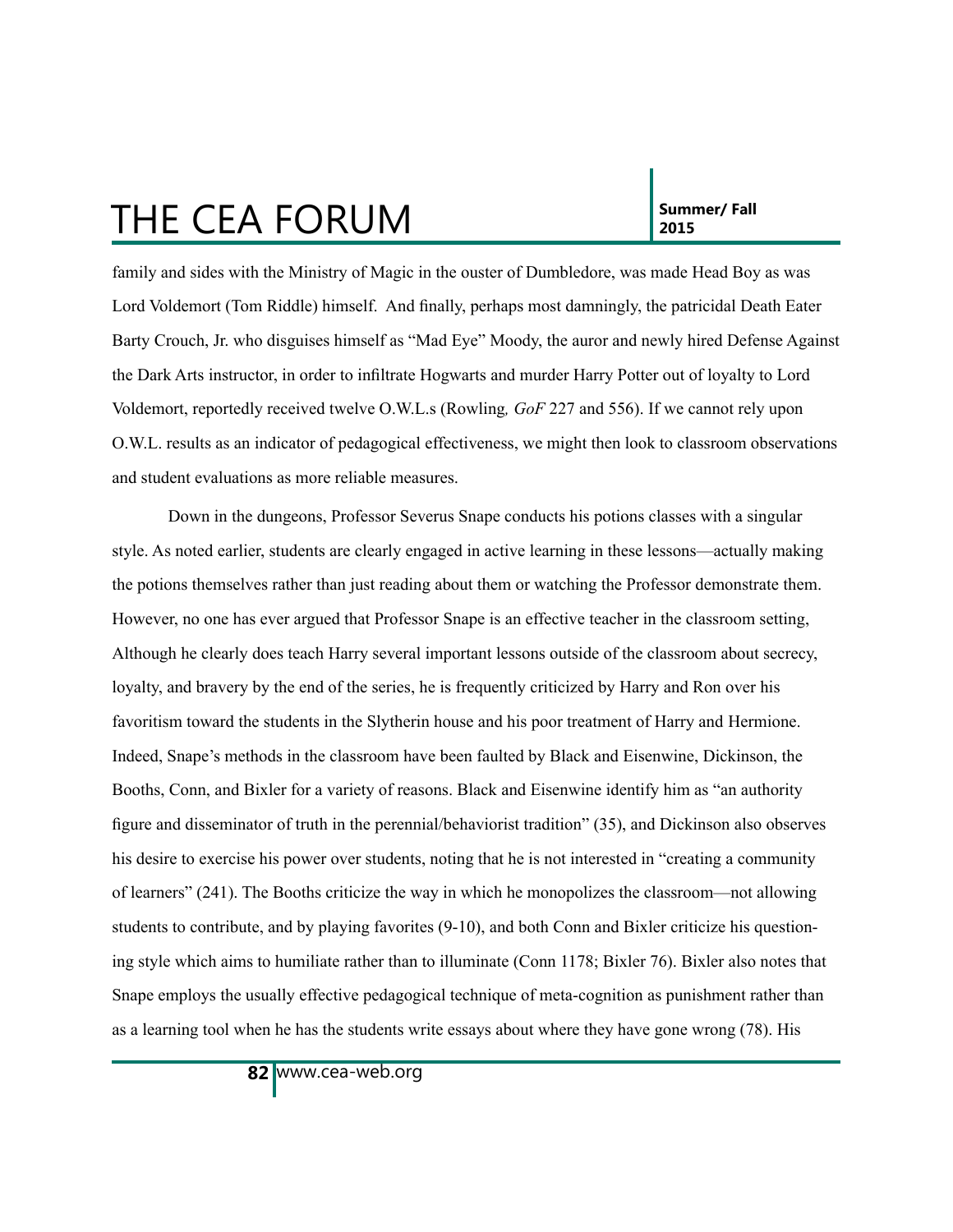family and sides with the Ministry of Magic in the ouster of Dumbledore, was made Head Boy as was Lord Voldemort (Tom Riddle) himself. And finally, perhaps most damningly, the patricidal Death Eater Barty Crouch, Jr. who disguises himself as "Mad Eye" Moody, the auror and newly hired Defense Against the Dark Arts instructor, in order to infiltrate Hogwarts and murder Harry Potter out of loyalty to Lord Voldemort, reportedly received twelve O.W.L.s (Rowling*, GoF* 227 and 556). If we cannot rely upon O.W.L. results as an indicator of pedagogical effectiveness, we might then look to classroom observations and student evaluations as more reliable measures.

Down in the dungeons, Professor Severus Snape conducts his potions classes with a singular style. As noted earlier, students are clearly engaged in active learning in these lessons—actually making the potions themselves rather than just reading about them or watching the Professor demonstrate them. However, no one has ever argued that Professor Snape is an effective teacher in the classroom setting, Although he clearly does teach Harry several important lessons outside of the classroom about secrecy, loyalty, and bravery by the end of the series, he is frequently criticized by Harry and Ron over his favoritism toward the students in the Slytherin house and his poor treatment of Harry and Hermione. Indeed, Snape's methods in the classroom have been faulted by Black and Eisenwine, Dickinson, the Booths, Conn, and Bixler for a variety of reasons. Black and Eisenwine identify him as "an authority figure and disseminator of truth in the perennial/behaviorist tradition" (35), and Dickinson also observes his desire to exercise his power over students, noting that he is not interested in "creating a community of learners" (241). The Booths criticize the way in which he monopolizes the classroom—not allowing students to contribute, and by playing favorites (9-10), and both Conn and Bixler criticize his questioning style which aims to humiliate rather than to illuminate (Conn 1178; Bixler 76). Bixler also notes that Snape employs the usually effective pedagogical technique of meta-cognition as punishment rather than as a learning tool when he has the students write essays about where they have gone wrong (78). His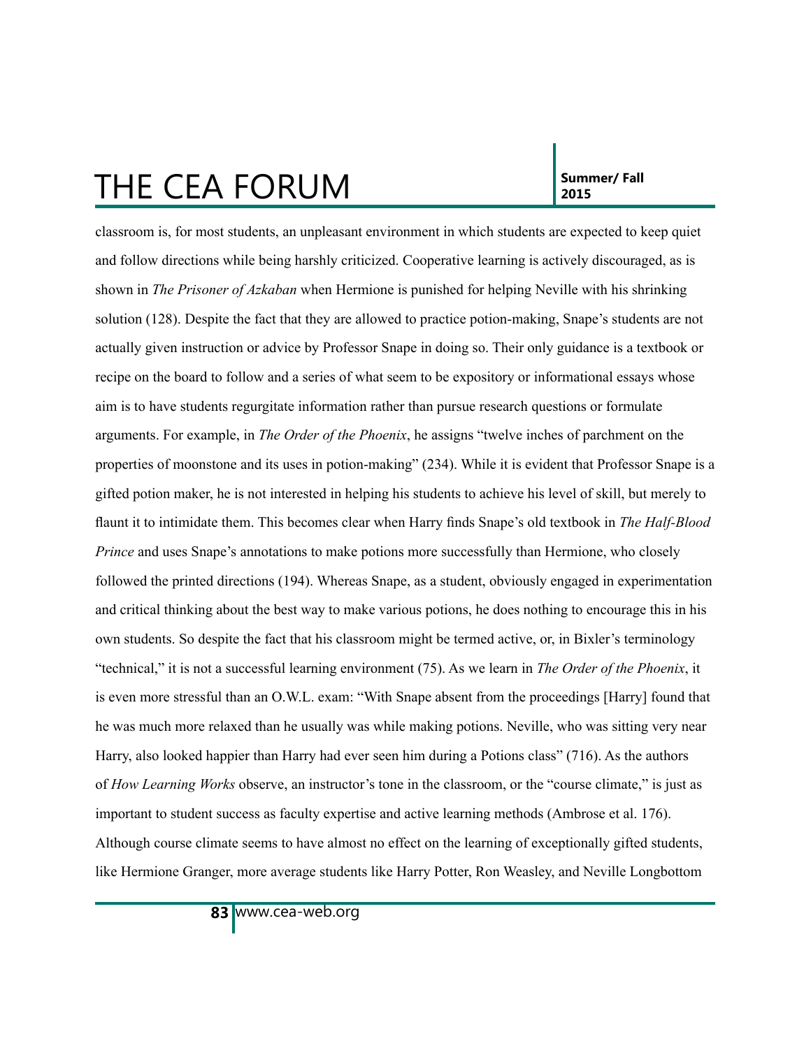classroom is, for most students, an unpleasant environment in which students are expected to keep quiet and follow directions while being harshly criticized. Cooperative learning is actively discouraged, as is shown in *The Prisoner of Azkaban* when Hermione is punished for helping Neville with his shrinking solution (128). Despite the fact that they are allowed to practice potion-making, Snape's students are not actually given instruction or advice by Professor Snape in doing so. Their only guidance is a textbook or recipe on the board to follow and a series of what seem to be expository or informational essays whose aim is to have students regurgitate information rather than pursue research questions or formulate arguments. For example, in *The Order of the Phoenix*, he assigns "twelve inches of parchment on the properties of moonstone and its uses in potion-making" (234). While it is evident that Professor Snape is a gifted potion maker, he is not interested in helping his students to achieve his level of skill, but merely to flaunt it to intimidate them. This becomes clear when Harry finds Snape's old textbook in *The Half-Blood Prince* and uses Snape's annotations to make potions more successfully than Hermione, who closely followed the printed directions (194). Whereas Snape, as a student, obviously engaged in experimentation and critical thinking about the best way to make various potions, he does nothing to encourage this in his own students. So despite the fact that his classroom might be termed active, or, in Bixler's terminology "technical," it is not a successful learning environment (75). As we learn in *The Order of the Phoenix*, it is even more stressful than an O.W.L. exam: "With Snape absent from the proceedings [Harry] found that he was much more relaxed than he usually was while making potions. Neville, who was sitting very near Harry, also looked happier than Harry had ever seen him during a Potions class" (716). As the authors of *How Learning Works* observe, an instructor's tone in the classroom, or the "course climate," is just as important to student success as faculty expertise and active learning methods (Ambrose et al. 176). Although course climate seems to have almost no effect on the learning of exceptionally gifted students, like Hermione Granger, more average students like Harry Potter, Ron Weasley, and Neville Longbottom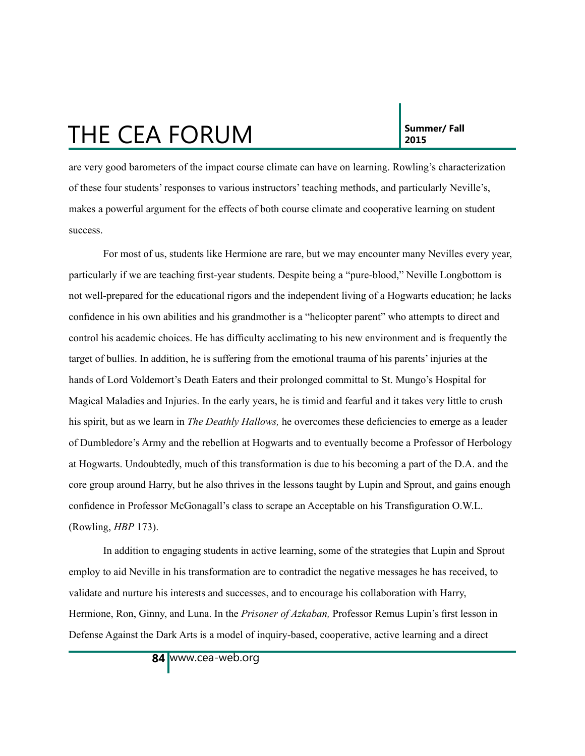are very good barometers of the impact course climate can have on learning. Rowling's characterization of these four students' responses to various instructors' teaching methods, and particularly Neville's, makes a powerful argument for the effects of both course climate and cooperative learning on student success.

For most of us, students like Hermione are rare, but we may encounter many Nevilles every year, particularly if we are teaching first-year students. Despite being a "pure-blood," Neville Longbottom is not well-prepared for the educational rigors and the independent living of a Hogwarts education; he lacks confidence in his own abilities and his grandmother is a "helicopter parent" who attempts to direct and control his academic choices. He has difficulty acclimating to his new environment and is frequently the target of bullies. In addition, he is suffering from the emotional trauma of his parents' injuries at the hands of Lord Voldemort's Death Eaters and their prolonged committal to St. Mungo's Hospital for Magical Maladies and Injuries. In the early years, he is timid and fearful and it takes very little to crush his spirit, but as we learn in *The Deathly Hallows,* he overcomes these deficiencies to emerge as a leader of Dumbledore's Army and the rebellion at Hogwarts and to eventually become a Professor of Herbology at Hogwarts. Undoubtedly, much of this transformation is due to his becoming a part of the D.A. and the core group around Harry, but he also thrives in the lessons taught by Lupin and Sprout, and gains enough confidence in Professor McGonagall's class to scrape an Acceptable on his Transfiguration O.W.L. (Rowling, *HBP* 173).

In addition to engaging students in active learning, some of the strategies that Lupin and Sprout employ to aid Neville in his transformation are to contradict the negative messages he has received, to validate and nurture his interests and successes, and to encourage his collaboration with Harry, Hermione, Ron, Ginny, and Luna. In the *Prisoner of Azkaban,* Professor Remus Lupin's first lesson in Defense Against the Dark Arts is a model of inquiry-based, cooperative, active learning and a direct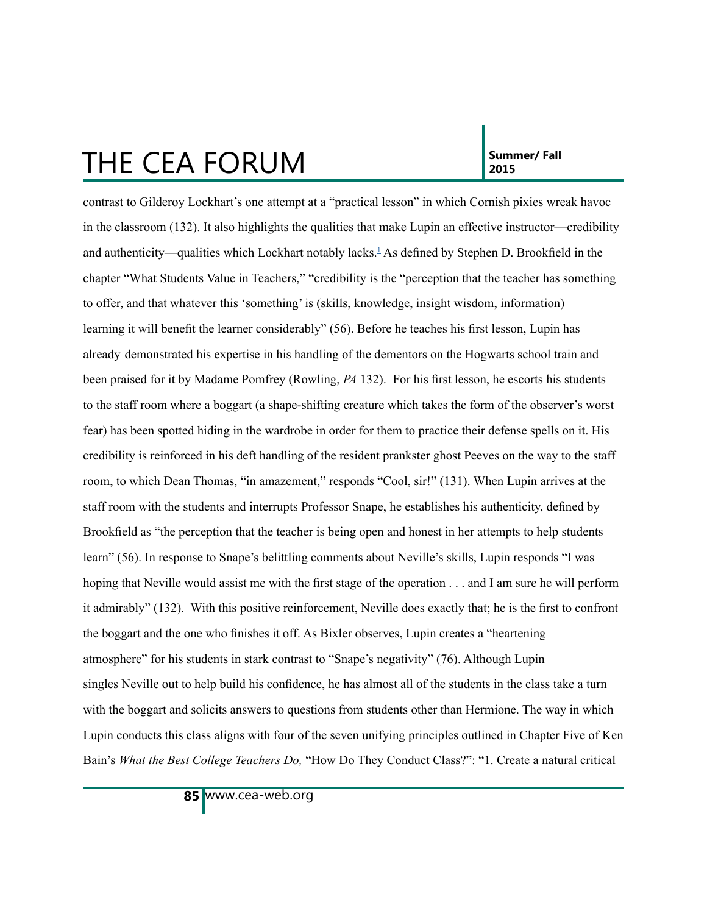contrast to Gilderoy Lockhart's one attempt at a "practical lesson" in which Cornish pixies wreak havoc in the classroom (132). It also highlights the qualities that make Lupin an effective instructor—credibility and authenticity—qualities which Lockhart notably lacks.[1] As defined by Stephen D. Brookfield in the chapter "What Students Value in Teachers," "credibility is the "perception that the teacher has something to offer, and that whatever this 'something' is (skills, knowledge, insight wisdom, information) learning it will benefit the learner considerably" (56). Before he teaches his first lesson, Lupin has already demonstrated his expertise in his handling of the dementors on the Hogwarts school train and been praised for it by Madame Pomfrey (Rowling, *PA* 132). For his first lesson, he escorts his students to the staff room where a boggart (a shape-shifting creature which takes the form of the observer's worst fear) has been spotted hiding in the wardrobe in order for them to practice their defense spells on it. His credibility is reinforced in his deft handling of the resident prankster ghost Peeves on the way to the staff room, to which Dean Thomas, "in amazement," responds "Cool, sir!" (131). When Lupin arrives at the staff room with the students and interrupts Professor Snape, he establishes his authenticity, defined by Brookfield as "the perception that the teacher is being open and honest in her attempts to help students learn" (56). In response to Snape's belittling comments about Neville's skills, Lupin responds "I was hoping that Neville would assist me with the first stage of the operation . . . and I am sure he will perform it admirably" (132). With this positive reinforcement, Neville does exactly that; he is the first to confront the boggart and the one who finishes it off. As Bixler observes, Lupin creates a "heartening atmosphere" for his students in stark contrast to "Snape's negativity" (76). Although Lupin singles Neville out to help build his confidence, he has almost all of the students in the class take a turn with the boggart and solicits answers to questions from students other than Hermione. The way in which Lupin conducts this class aligns with four of the seven unifying principles outlined in Chapter Five of Ken Bain's *What the Best College Teachers Do,* "How Do They Conduct Class?": "1. Create a natural critical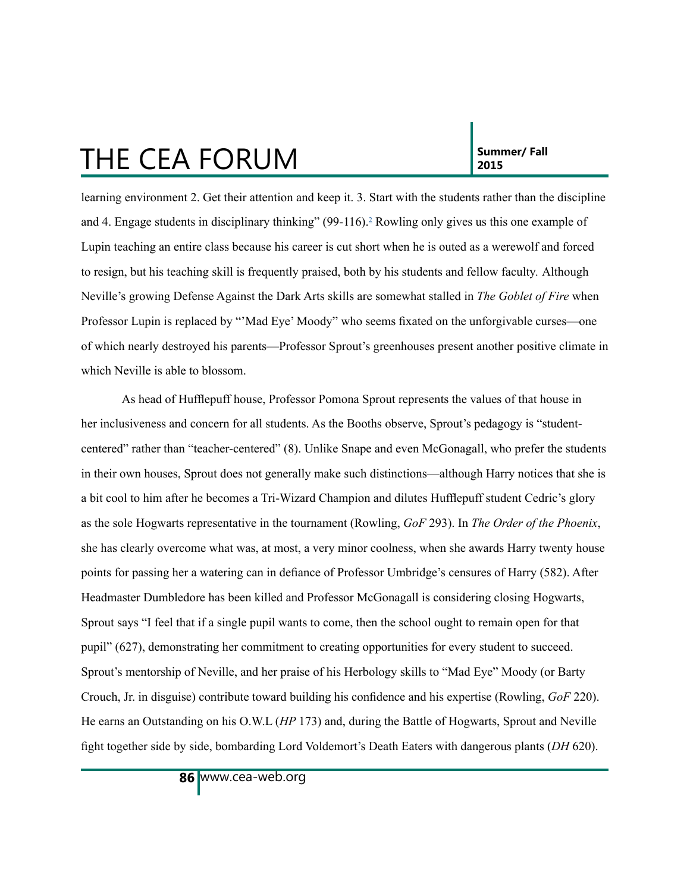learning environment 2. Get their attention and keep it. 3. Start with the students rather than the discipline and 4. Engage students in disciplinary thinking" (99-116).[2] Rowling only gives us this one example of Lupin teaching an entire class because his career is cut short when he is outed as a werewolf and forced to resign, but his teaching skill is frequently praised, both by his students and fellow faculty. Although Neville's growing Defense Against the Dark Arts skills are somewhat stalled in *The Goblet of Fire* when Professor Lupin is replaced by "'Mad Eye' Moody" who seems fixated on the unforgivable curses—one of which nearly destroyed his parents—Professor Sprout's greenhouses present another positive climate in which Neville is able to blossom.

As head of Hufflepuff house, Professor Pomona Sprout represents the values of that house in her inclusiveness and concern for all students. As the Booths observe, Sprout's pedagogy is "student-centered" rather than "teacher-centered" (8). Unlike Snape and even McGonagall, who prefer the students in their own houses, Sprout does not generally make such distinctions—although Harry notices that she is a bit cool to him after he becomes a Tri-Wizard Champion and dilutes Hufflepuff student Cedric's glory as the sole Hogwarts representative in the tournament (Rowling, *GoF* 293). In *The Order of the Phoenix*, she has clearly overcome what was, at most, a very minor coolness, when she awards Harry twenty house points for passing her a watering can in defiance of Professor Umbridge's censures of Harry (582). After Headmaster Dumbledore has been killed and Professor McGonagall is considering closing Hogwarts, Sprout says "I feel that if a single pupil wants to come, then the school ought to remain open for that pupil" (627), demonstrating her commitment to creating opportunities for every student to succeed. Sprout's mentorship of Neville, and her praise of his Herbology skills to "Mad Eye" Moody (or Barty Crouch, Jr. in disguise) contribute toward building his confidence and his expertise (Rowling, *GoF* 220). He earns an Outstanding on his O.W.L (*HP* 173) and, during the Battle of Hogwarts, Sprout and Neville fight together side by side, bombarding Lord Voldemort's Death Eaters with dangerous plants (*DH* 620).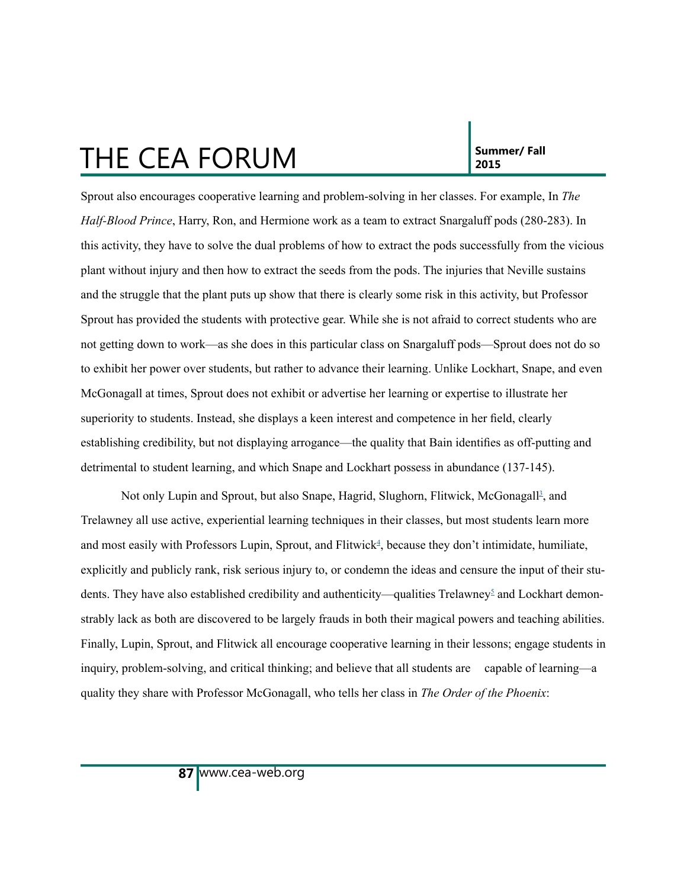Sprout also encourages cooperative learning and problem-solving in her classes. For example, In *The Half-Blood Prince*, Harry, Ron, and Hermione work as a team to extract Snargaluff pods (280-283). In this activity, they have to solve the dual problems of how to extract the pods successfully from the vicious plant without injury and then how to extract the seeds from the pods. The injuries that Neville sustains and the struggle that the plant puts up show that there is clearly some risk in this activity, but Professor Sprout has provided the students with protective gear. While she is not afraid to correct students who are not getting down to work—as she does in this particular class on Snargaluff pods—Sprout does not do so to exhibit her power over students, but rather to advance their learning. Unlike Lockhart, Snape, and even McGonagall at times, Sprout does not exhibit or advertise her learning or expertise to illustrate her superiority to students. Instead, she displays a keen interest and competence in her field, clearly establishing credibility, but not displaying arrogance—the quality that Bain identifies as off-putting and detrimental to student learning, and which Snape and Lockhart possess in abundance (137-145).

Not only Lupin and Sprout, but also Snape, Hagrid, Slughorn, Flitwick, McGonagall[3], and Trelawney all use active, experiential learning techniques in their classes, but most students learn more and most easily with Professors Lupin, Sprout, and Flitwick[4], because they don't intimidate, humiliate, explicitly and publicly rank, risk serious injury to, or condemn the ideas and censure the input of their students. They have also established credibility and authenticity—qualities Trelawney[5] and Lockhart demonstrably lack as both are discovered to be largely frauds in both their magical powers and teaching abilities. Finally, Lupin, Sprout, and Flitwick all encourage cooperative learning in their lessons; engage students in inquiry, problem-solving, and critical thinking; and believe that all students are capable of learning—a quality they share with Professor McGonagall, who tells her class in *The Order of the Phoenix*: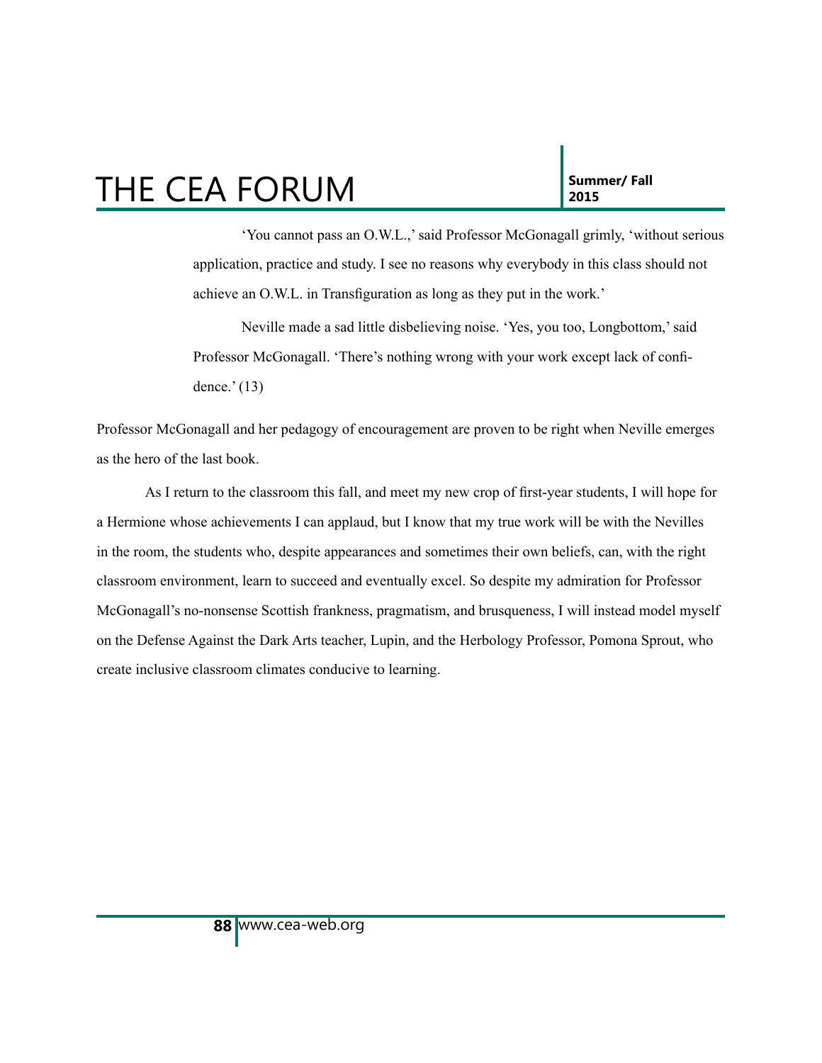> 'You cannot pass an O.W.L.,' said Professor McGonagall grimly, 'without serious application, practice and study. I see no reasons why everybody in this class should not achieve an O.W.L. in Transfiguration as long as they put in the work.'
>
> Neville made a sad little disbelieving noise. 'Yes, you too, Longbottom,' said Professor McGonagall. 'There's nothing wrong with your work except lack of confidence.' (13)

Professor McGonagall and her pedagogy of encouragement are proven to be right when Neville emerges as the hero of the last book.

As I return to the classroom this fall, and meet my new crop of first-year students, I will hope for a Hermione whose achievements I can applaud, but I know that my true work will be with the Nevilles in the room, the students who, despite appearances and sometimes their own beliefs, can, with the right classroom environment, learn to succeed and eventually excel. So despite my admiration for Professor McGonagall's no-nonsense Scottish frankness, pragmatism, and brusqueness, I will instead model myself on the Defense Against the Dark Arts teacher, Lupin, and the Herbology Professor, Pomona Sprout, who create inclusive classroom climates conducive to learning.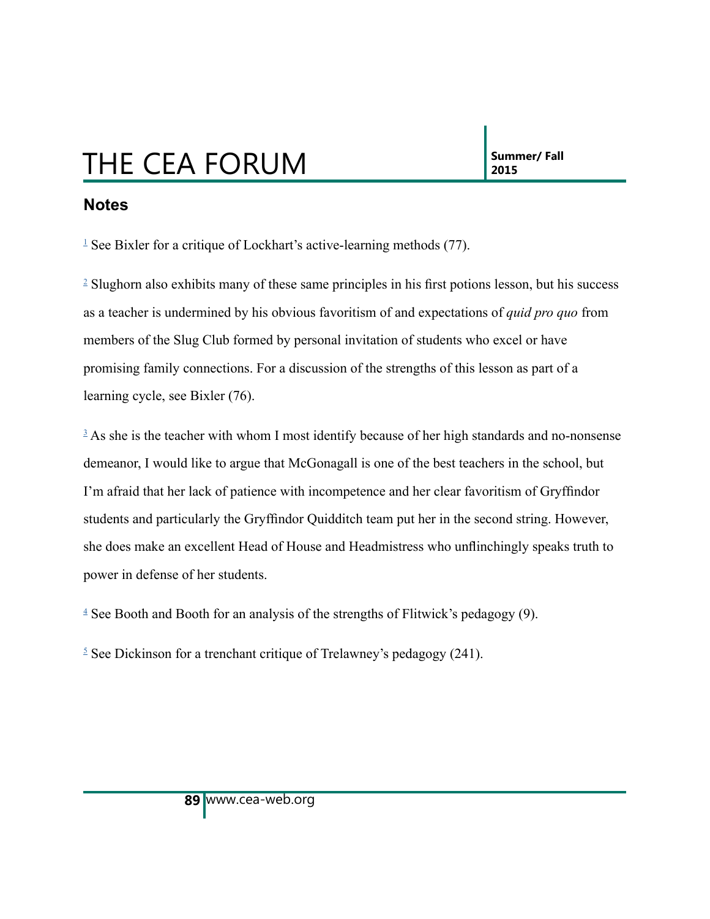## Notes

[1] See Bixler for a critique of Lockhart's active-learning methods (77).

[2] Slughorn also exhibits many of these same principles in his first potions lesson, but his success as a teacher is undermined by his obvious favoritism of and expectations of *quid pro quo* from members of the Slug Club formed by personal invitation of students who excel or have promising family connections. For a discussion of the strengths of this lesson as part of a learning cycle, see Bixler (76).

[3] As she is the teacher with whom I most identify because of her high standards and no-nonsense demeanor, I would like to argue that McGonagall is one of the best teachers in the school, but I'm afraid that her lack of patience with incompetence and her clear favoritism of Gryffindor students and particularly the Gryffindor Quidditch team put her in the second string. However, she does make an excellent Head of House and Headmistress who unflinchingly speaks truth to power in defense of her students.

[4] See Booth and Booth for an analysis of the strengths of Flitwick's pedagogy (9).

[5] See Dickinson for a trenchant critique of Trelawney's pedagogy (241).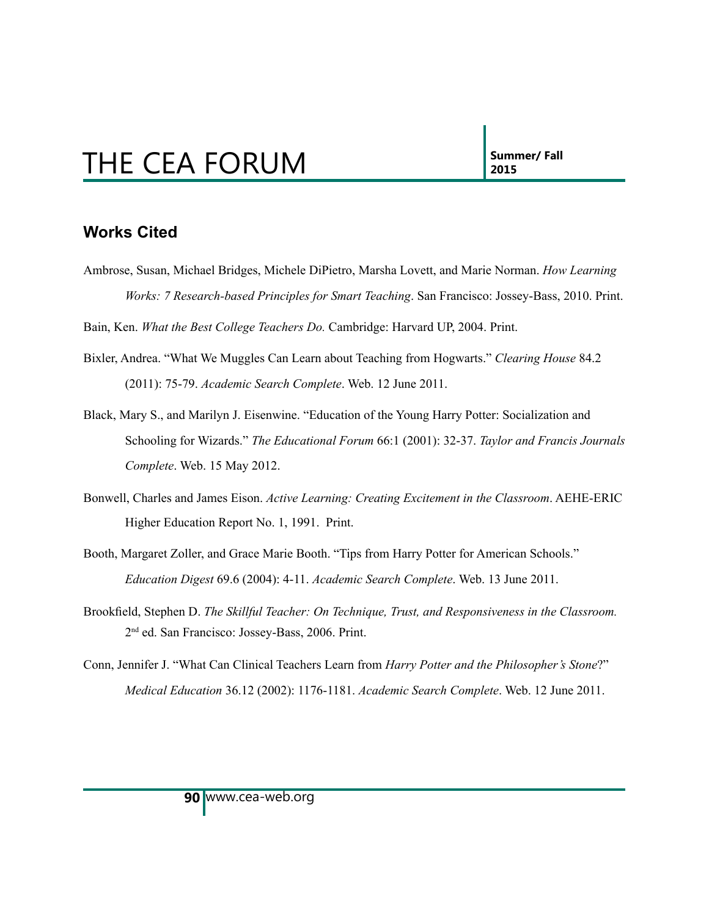## Works Cited

Ambrose, Susan, Michael Bridges, Michele DiPietro, Marsha Lovett, and Marie Norman. *How Learning Works: 7 Research-based Principles for Smart Teaching*. San Francisco: Jossey-Bass, 2010. Print.

Bain, Ken. *What the Best College Teachers Do.* Cambridge: Harvard UP, 2004. Print.

Bixler, Andrea. "What We Muggles Can Learn about Teaching from Hogwarts." *Clearing House* 84.2 (2011): 75-79. *Academic Search Complete*. Web. 12 June 2011.

Black, Mary S., and Marilyn J. Eisenwine. "Education of the Young Harry Potter: Socialization and Schooling for Wizards." *The Educational Forum* 66:1 (2001): 32-37. *Taylor and Francis Journals Complete*. Web. 15 May 2012.

Bonwell, Charles and James Eison. *Active Learning: Creating Excitement in the Classroom*. AEHE-ERIC Higher Education Report No. 1, 1991. Print.

Booth, Margaret Zoller, and Grace Marie Booth. "Tips from Harry Potter for American Schools." *Education Digest* 69.6 (2004): 4-11. *Academic Search Complete*. Web. 13 June 2011.

Brookfield, Stephen D. *The Skillful Teacher: On Technique, Trust, and Responsiveness in the Classroom.* 2nd ed. San Francisco: Jossey-Bass, 2006. Print.

Conn, Jennifer J. "What Can Clinical Teachers Learn from *Harry Potter and the Philosopher's Stone*?" *Medical Education* 36.12 (2002): 1176-1181. *Academic Search Complete*. Web. 12 June 2011.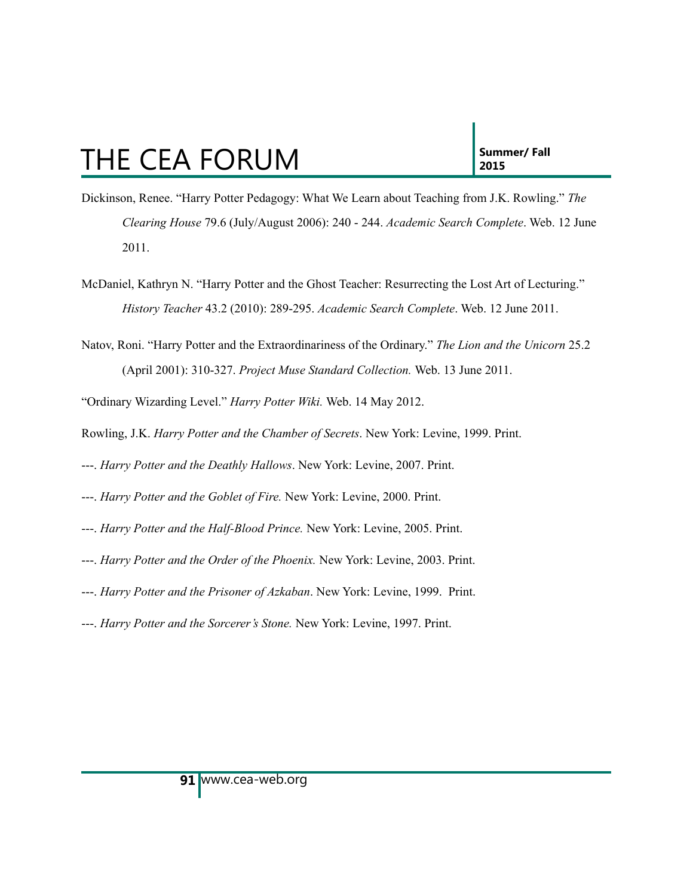Dickinson, Renee. “Harry Potter Pedagogy: What We Learn about Teaching from J.K. Rowling.” *The Clearing House* 79.6 (July/August 2006): 240 - 244. *Academic Search Complete*. Web. 12 June 2011.

McDaniel, Kathryn N. “Harry Potter and the Ghost Teacher: Resurrecting the Lost Art of Lecturing.” *History Teacher* 43.2 (2010): 289-295. *Academic Search Complete*. Web. 12 June 2011.

Natov, Roni. “Harry Potter and the Extraordinariness of the Ordinary.” *The Lion and the Unicorn* 25.2 (April 2001): 310-327. *Project Muse Standard Collection.* Web. 13 June 2011.

“Ordinary Wizarding Level.” *Harry Potter Wiki.* Web. 14 May 2012.

Rowling, J.K. *Harry Potter and the Chamber of Secrets*. New York: Levine, 1999. Print.

---. *Harry Potter and the Deathly Hallows*. New York: Levine, 2007. Print.

---. *Harry Potter and the Goblet of Fire.* New York: Levine, 2000. Print.

---. *Harry Potter and the Half-Blood Prince.* New York: Levine, 2005. Print.

---. *Harry Potter and the Order of the Phoenix.* New York: Levine, 2003. Print.

---. *Harry Potter and the Prisoner of Azkaban*. New York: Levine, 1999. Print.

---. *Harry Potter and the Sorcerer’s Stone.* New York: Levine, 1997. Print.